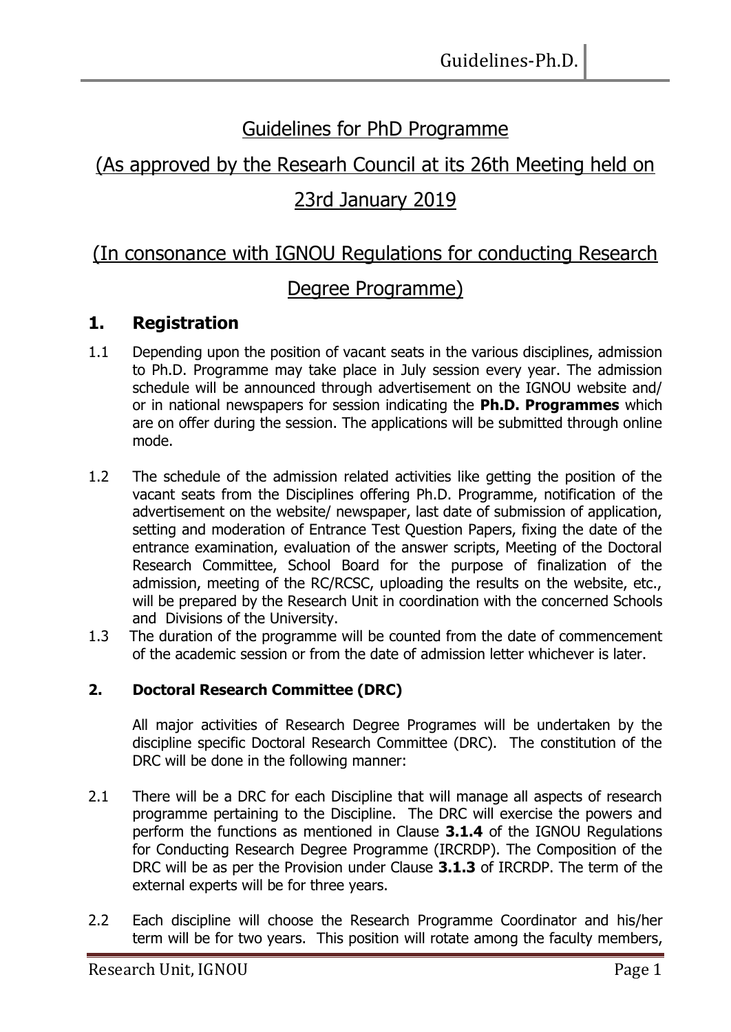# Guidelines for PhD Programme

## (As approved by the Researh Council at its 26th Meeting held on 23rd January 2019

## (In consonance with IGNOU Regulations for conducting Research Degree Programme)

## 1. Registration

1.1 Depending upon the position of vacant seats in the various disciplines, admission to Ph.D. Programme may take place in July session every year. The admission schedule will be announced through advertisement on the IGNOU website and/ or in national newspapers for session indicating the **Ph.D. Programmes** which are on offer during the session. The applications will be submitted through online mode.

1.2 The schedule of the admission related activities like getting the position of the vacant seats from the Disciplines offering Ph.D. Programme, notification of the advertisement on the website/ newspaper, last date of submission of application, setting and moderation of Entrance Test Question Papers, fixing the date of the entrance examination, evaluation of the answer scripts, Meeting of the Doctoral Research Committee, School Board for the purpose of finalization of the admission, meeting of the RC/RCSC, uploading the results on the website, etc., will be prepared by the Research Unit in coordination with the concerned Schools and Divisions of the University.

1.3 The duration of the programme will be counted from the date of commencement of the academic session or from the date of admission letter whichever is later.

### 2. Doctoral Research Committee (DRC)

All major activities of Research Degree Programes will be undertaken by the discipline specific Doctoral Research Committee (DRC). The constitution of the DRC will be done in the following manner:

2.1 There will be a DRC for each Discipline that will manage all aspects of research programme pertaining to the Discipline. The DRC will exercise the powers and perform the functions as mentioned in Clause **3.1.4** of the IGNOU Regulations for Conducting Research Degree Programme (IRCRDP). The Composition of the DRC will be as per the Provision under Clause **3.1.3** of IRCRDP. The term of the external experts will be for three years.

2.2 Each discipline will choose the Research Programme Coordinator and his/her term will be for two years. This position will rotate among the faculty members,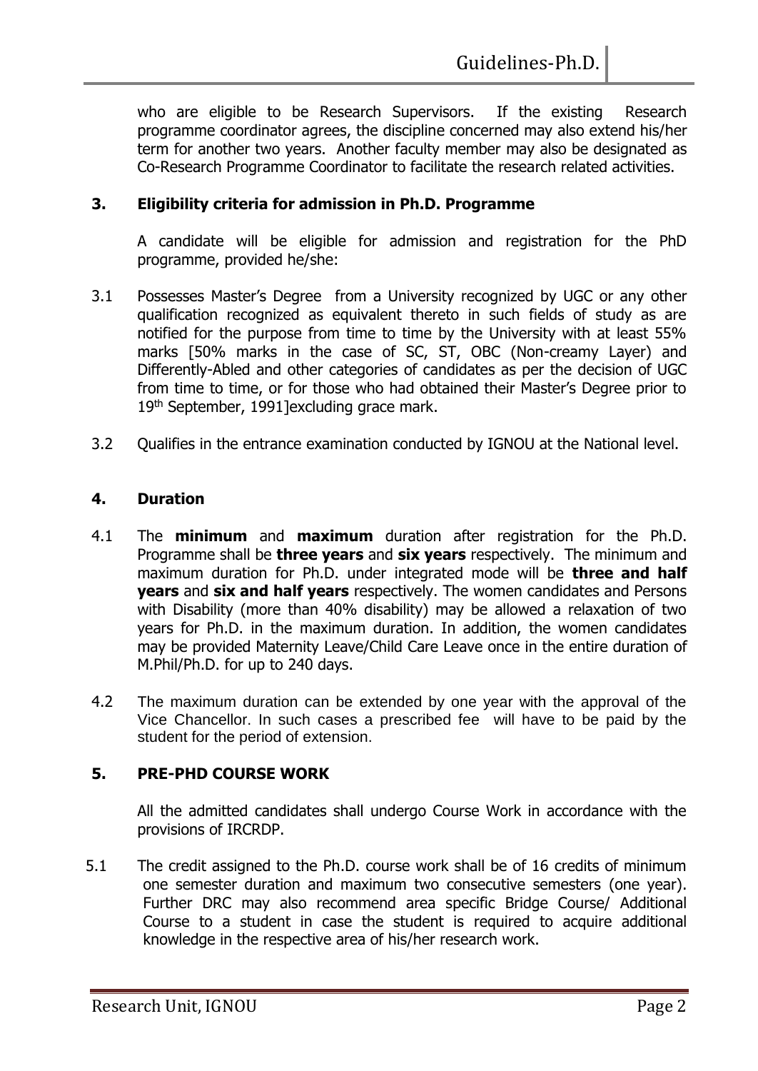who are eligible to be Research Supervisors. If the existing Research programme coordinator agrees, the discipline concerned may also extend his/her term for another two years. Another faculty member may also be designated as Co-Research Programme Coordinator to facilitate the research related activities.

## 3. Eligibility criteria for admission in Ph.D. Programme

A candidate will be eligible for admission and registration for the PhD programme, provided he/she:

3.1 Possesses Master's Degree from a University recognized by UGC or any other qualification recognized as equivalent thereto in such fields of study as are notified for the purpose from time to time by the University with at least 55% marks [50% marks in the case of SC, ST, OBC (Non-creamy Layer) and Differently-Abled and other categories of candidates as per the decision of UGC from time to time, or for those who had obtained their Master's Degree prior to 19th September, 1991]excluding grace mark.

3.2 Qualifies in the entrance examination conducted by IGNOU at the National level.

## 4. Duration

4.1 The **minimum** and **maximum** duration after registration for the Ph.D. Programme shall be **three years** and **six years** respectively. The minimum and maximum duration for Ph.D. under integrated mode will be **three and half years** and **six and half years** respectively. The women candidates and Persons with Disability (more than 40% disability) may be allowed a relaxation of two years for Ph.D. in the maximum duration. In addition, the women candidates may be provided Maternity Leave/Child Care Leave once in the entire duration of M.Phil/Ph.D. for up to 240 days.

4.2 The maximum duration can be extended by one year with the approval of the Vice Chancellor. In such cases a prescribed fee will have to be paid by the student for the period of extension.

## 5. PRE-PHD COURSE WORK

All the admitted candidates shall undergo Course Work in accordance with the provisions of IRCRDP.

5.1 The credit assigned to the Ph.D. course work shall be of 16 credits of minimum one semester duration and maximum two consecutive semesters (one year). Further DRC may also recommend area specific Bridge Course/ Additional Course to a student in case the student is required to acquire additional knowledge in the respective area of his/her research work.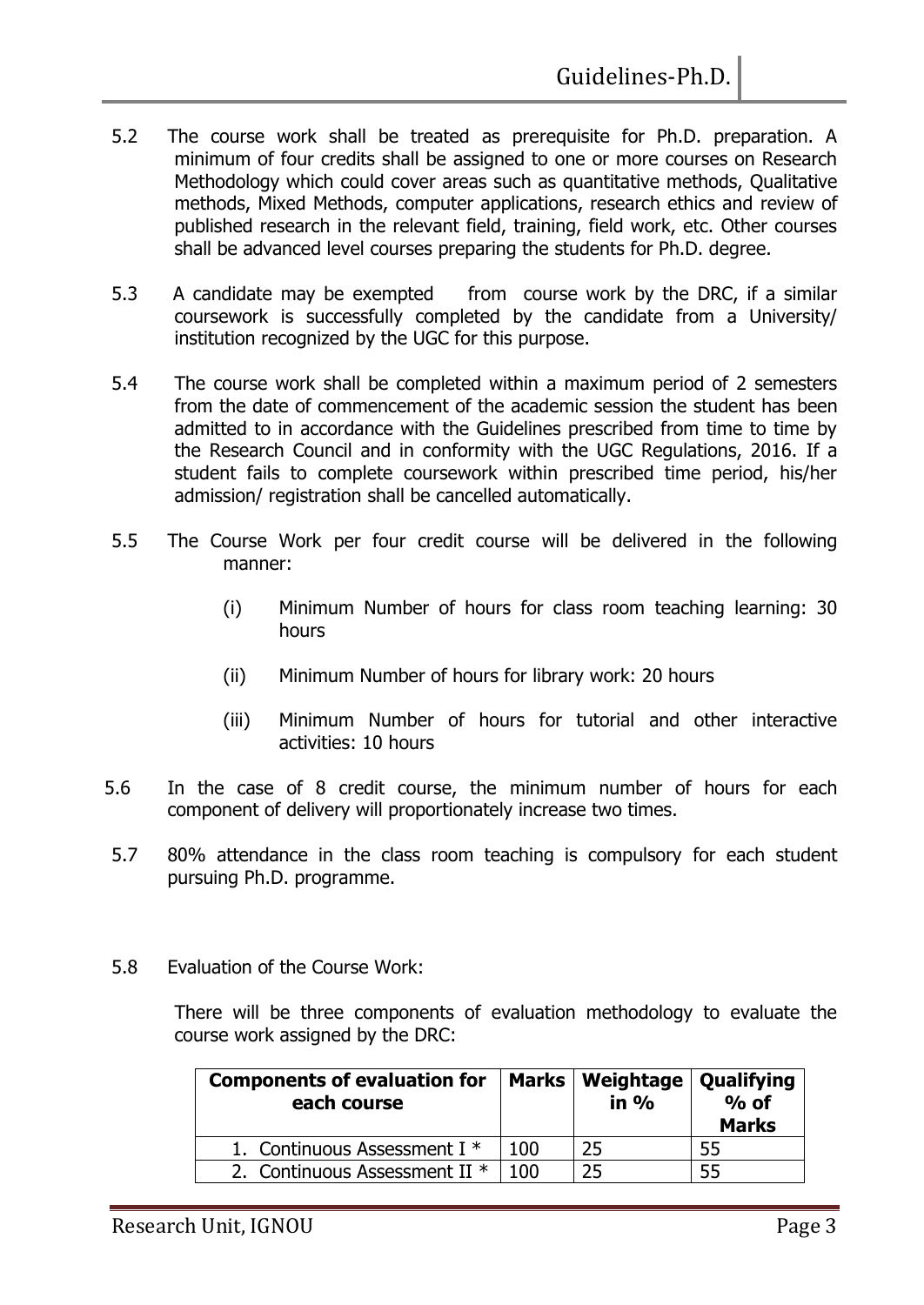5.2 The course work shall be treated as prerequisite for Ph.D. preparation. A minimum of four credits shall be assigned to one or more courses on Research Methodology which could cover areas such as quantitative methods, Qualitative methods, Mixed Methods, computer applications, research ethics and review of published research in the relevant field, training, field work, etc. Other courses shall be advanced level courses preparing the students for Ph.D. degree.

5.3 A candidate may be exempted from course work by the DRC, if a similar coursework is successfully completed by the candidate from a University/ institution recognized by the UGC for this purpose.

5.4 The course work shall be completed within a maximum period of 2 semesters from the date of commencement of the academic session the student has been admitted to in accordance with the Guidelines prescribed from time to time by the Research Council and in conformity with the UGC Regulations, 2016. If a student fails to complete coursework within prescribed time period, his/her admission/ registration shall be cancelled automatically.

5.5 The Course Work per four credit course will be delivered in the following manner:

(i) Minimum Number of hours for class room teaching learning: 30 hours

(ii) Minimum Number of hours for library work: 20 hours

(iii) Minimum Number of hours for tutorial and other interactive activities: 10 hours

5.6 In the case of 8 credit course, the minimum number of hours for each component of delivery will proportionately increase two times.

5.7 80% attendance in the class room teaching is compulsory for each student pursuing Ph.D. programme.

5.8 Evaluation of the Course Work:

There will be three components of evaluation methodology to evaluate the course work assigned by the DRC:

| **Components of evaluation for each course** | **Marks** | **Weightage in %** | **Qualifying % of Marks** |
|---|---|---|---|
| 1. Continuous Assessment I * | 100 | 25 | 55 |
| 2. Continuous Assessment II * | 100 | 25 | 55 |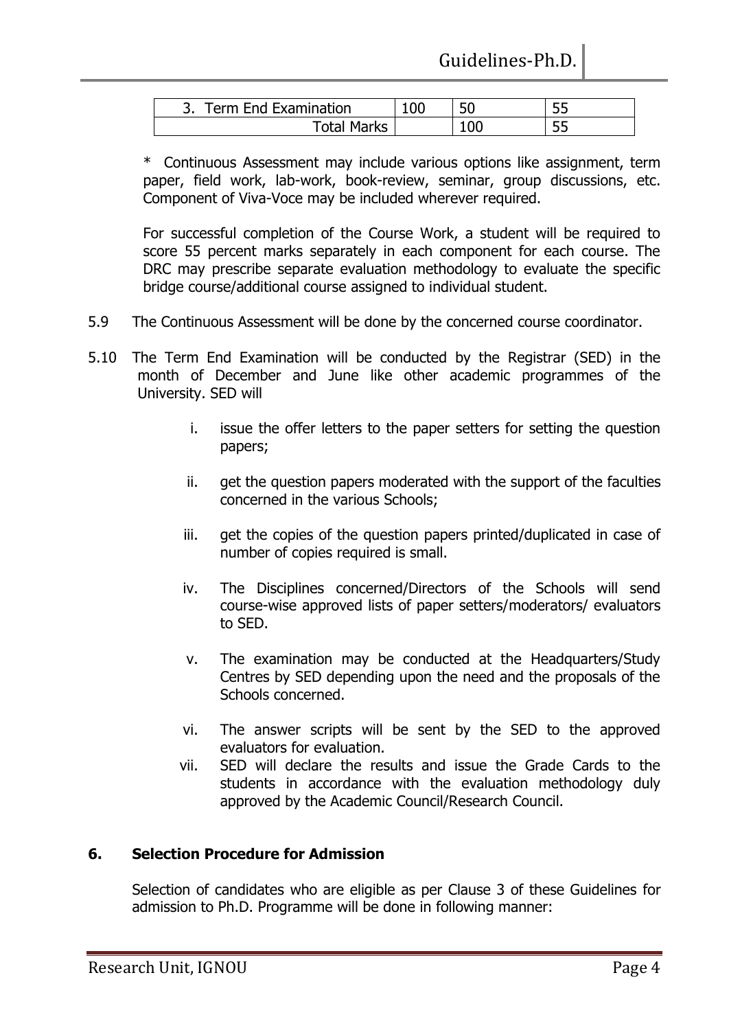| 3. Term End Examination | 100 | 50 | 55 |
| --- | --- | --- | --- |
| Total Marks | | 100 | 55 |

\* Continuous Assessment may include various options like assignment, term paper, field work, lab-work, book-review, seminar, group discussions, etc. Component of Viva-Voce may be included wherever required.

For successful completion of the Course Work, a student will be required to score 55 percent marks separately in each component for each course. The DRC may prescribe separate evaluation methodology to evaluate the specific bridge course/additional course assigned to individual student.

5.9 The Continuous Assessment will be done by the concerned course coordinator.

5.10 The Term End Examination will be conducted by the Registrar (SED) in the month of December and June like other academic programmes of the University. SED will

i. issue the offer letters to the paper setters for setting the question papers;

ii. get the question papers moderated with the support of the faculties concerned in the various Schools;

iii. get the copies of the question papers printed/duplicated in case of number of copies required is small.

iv. The Disciplines concerned/Directors of the Schools will send course-wise approved lists of paper setters/moderators/ evaluators to SED.

v. The examination may be conducted at the Headquarters/Study Centres by SED depending upon the need and the proposals of the Schools concerned.

vi. The answer scripts will be sent by the SED to the approved evaluators for evaluation.

vii. SED will declare the results and issue the Grade Cards to the students in accordance with the evaluation methodology duly approved by the Academic Council/Research Council.

## 6. Selection Procedure for Admission

Selection of candidates who are eligible as per Clause 3 of these Guidelines for admission to Ph.D. Programme will be done in following manner: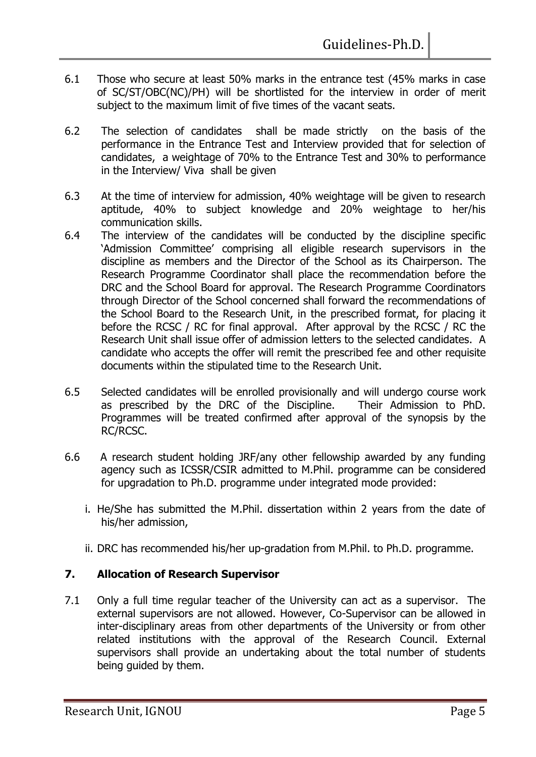6.1 Those who secure at least 50% marks in the entrance test (45% marks in case of SC/ST/OBC(NC)/PH) will be shortlisted for the interview in order of merit subject to the maximum limit of five times of the vacant seats.

6.2 The selection of candidates shall be made strictly on the basis of the performance in the Entrance Test and Interview provided that for selection of candidates, a weightage of 70% to the Entrance Test and 30% to performance in the Interview/ Viva shall be given

6.3 At the time of interview for admission, 40% weightage will be given to research aptitude, 40% to subject knowledge and 20% weightage to her/his communication skills.

6.4 The interview of the candidates will be conducted by the discipline specific 'Admission Committee' comprising all eligible research supervisors in the discipline as members and the Director of the School as its Chairperson. The Research Programme Coordinator shall place the recommendation before the DRC and the School Board for approval. The Research Programme Coordinators through Director of the School concerned shall forward the recommendations of the School Board to the Research Unit, in the prescribed format, for placing it before the RCSC / RC for final approval. After approval by the RCSC / RC the Research Unit shall issue offer of admission letters to the selected candidates. A candidate who accepts the offer will remit the prescribed fee and other requisite documents within the stipulated time to the Research Unit.

6.5 Selected candidates will be enrolled provisionally and will undergo course work as prescribed by the DRC of the Discipline. Their Admission to PhD. Programmes will be treated confirmed after approval of the synopsis by the RC/RCSC.

6.6 A research student holding JRF/any other fellowship awarded by any funding agency such as ICSSR/CSIR admitted to M.Phil. programme can be considered for upgradation to Ph.D. programme under integrated mode provided:

i. He/She has submitted the M.Phil. dissertation within 2 years from the date of his/her admission,

ii. DRC has recommended his/her up-gradation from M.Phil. to Ph.D. programme.

## 7. Allocation of Research Supervisor

7.1 Only a full time regular teacher of the University can act as a supervisor. The external supervisors are not allowed. However, Co-Supervisor can be allowed in inter-disciplinary areas from other departments of the University or from other related institutions with the approval of the Research Council. External supervisors shall provide an undertaking about the total number of students being guided by them.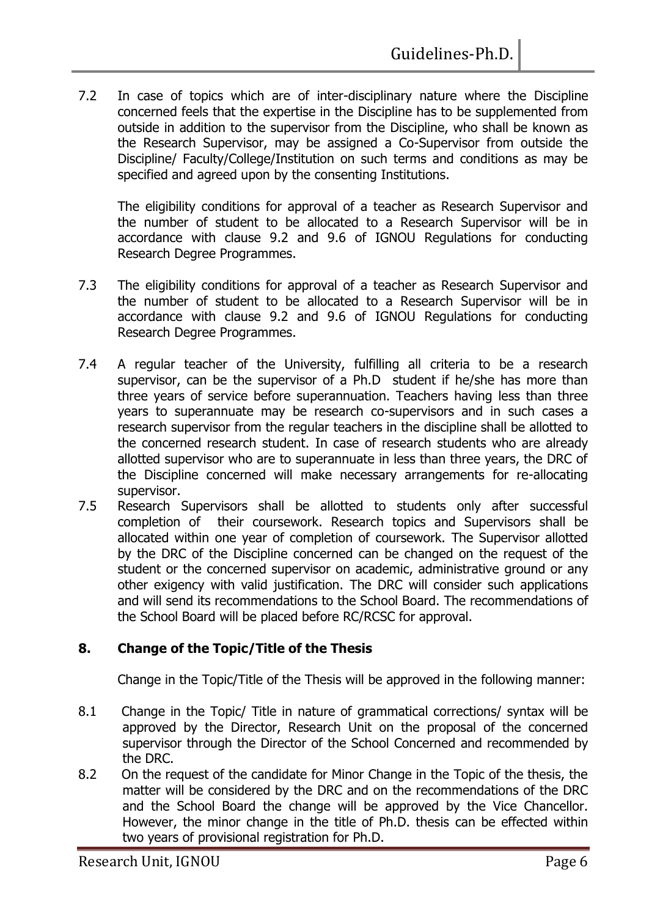7.2 In case of topics which are of inter-disciplinary nature where the Discipline concerned feels that the expertise in the Discipline has to be supplemented from outside in addition to the supervisor from the Discipline, who shall be known as the Research Supervisor, may be assigned a Co-Supervisor from outside the Discipline/ Faculty/College/Institution on such terms and conditions as may be specified and agreed upon by the consenting Institutions.

The eligibility conditions for approval of a teacher as Research Supervisor and the number of student to be allocated to a Research Supervisor will be in accordance with clause 9.2 and 9.6 of IGNOU Regulations for conducting Research Degree Programmes.

7.3 The eligibility conditions for approval of a teacher as Research Supervisor and the number of student to be allocated to a Research Supervisor will be in accordance with clause 9.2 and 9.6 of IGNOU Regulations for conducting Research Degree Programmes.

7.4 A regular teacher of the University, fulfilling all criteria to be a research supervisor, can be the supervisor of a Ph.D student if he/she has more than three years of service before superannuation. Teachers having less than three years to superannuate may be research co-supervisors and in such cases a research supervisor from the regular teachers in the discipline shall be allotted to the concerned research student. In case of research students who are already allotted supervisor who are to superannuate in less than three years, the DRC of the Discipline concerned will make necessary arrangements for re-allocating supervisor.

7.5 Research Supervisors shall be allotted to students only after successful completion of their coursework. Research topics and Supervisors shall be allocated within one year of completion of coursework. The Supervisor allotted by the DRC of the Discipline concerned can be changed on the request of the student or the concerned supervisor on academic, administrative ground or any other exigency with valid justification. The DRC will consider such applications and will send its recommendations to the School Board. The recommendations of the School Board will be placed before RC/RCSC for approval.

## 8. Change of the Topic/Title of the Thesis

Change in the Topic/Title of the Thesis will be approved in the following manner:

8.1 Change in the Topic/ Title in nature of grammatical corrections/ syntax will be approved by the Director, Research Unit on the proposal of the concerned supervisor through the Director of the School Concerned and recommended by the DRC.

8.2 On the request of the candidate for Minor Change in the Topic of the thesis, the matter will be considered by the DRC and on the recommendations of the DRC and the School Board the change will be approved by the Vice Chancellor. However, the minor change in the title of Ph.D. thesis can be effected within two years of provisional registration for Ph.D.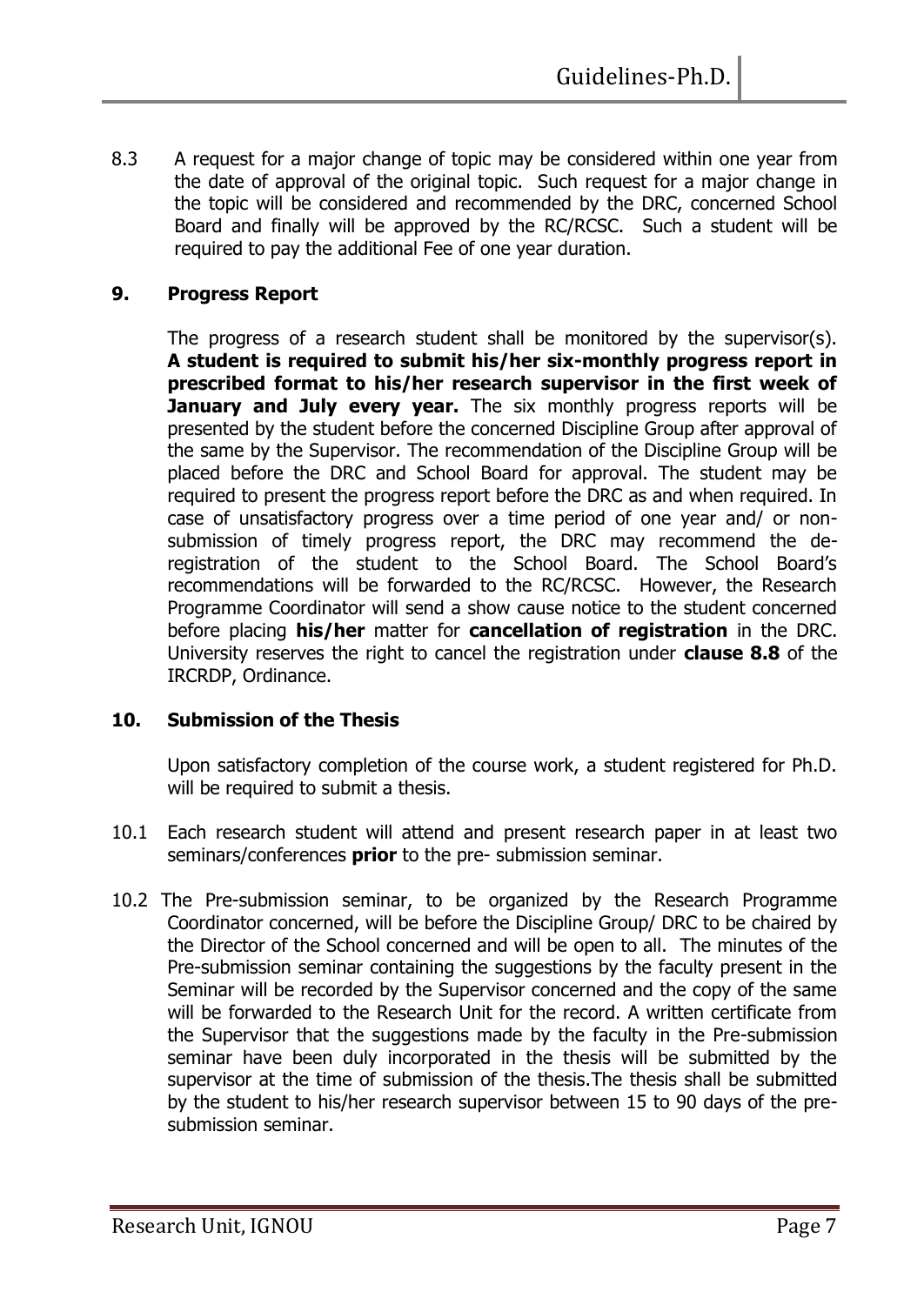8.3 A request for a major change of topic may be considered within one year from the date of approval of the original topic. Such request for a major change in the topic will be considered and recommended by the DRC, concerned School Board and finally will be approved by the RC/RCSC. Such a student will be required to pay the additional Fee of one year duration.

## 9. Progress Report

The progress of a research student shall be monitored by the supervisor(s). **A student is required to submit his/her six-monthly progress report in prescribed format to his/her research supervisor in the first week of January and July every year.** The six monthly progress reports will be presented by the student before the concerned Discipline Group after approval of the same by the Supervisor. The recommendation of the Discipline Group will be placed before the DRC and School Board for approval. The student may be required to present the progress report before the DRC as and when required. In case of unsatisfactory progress over a time period of one year and/ or non-submission of timely progress report, the DRC may recommend the de-registration of the student to the School Board. The School Board's recommendations will be forwarded to the RC/RCSC. However, the Research Programme Coordinator will send a show cause notice to the student concerned before placing **his/her** matter for **cancellation of registration** in the DRC. University reserves the right to cancel the registration under **clause 8.8** of the IRCRDP, Ordinance.

## 10. Submission of the Thesis

Upon satisfactory completion of the course work, a student registered for Ph.D. will be required to submit a thesis.

10.1 Each research student will attend and present research paper in at least two seminars/conferences **prior** to the pre- submission seminar.

10.2 The Pre-submission seminar, to be organized by the Research Programme Coordinator concerned, will be before the Discipline Group/ DRC to be chaired by the Director of the School concerned and will be open to all. The minutes of the Pre-submission seminar containing the suggestions by the faculty present in the Seminar will be recorded by the Supervisor concerned and the copy of the same will be forwarded to the Research Unit for the record. A written certificate from the Supervisor that the suggestions made by the faculty in the Pre-submission seminar have been duly incorporated in the thesis will be submitted by the supervisor at the time of submission of the thesis.The thesis shall be submitted by the student to his/her research supervisor between 15 to 90 days of the pre-submission seminar.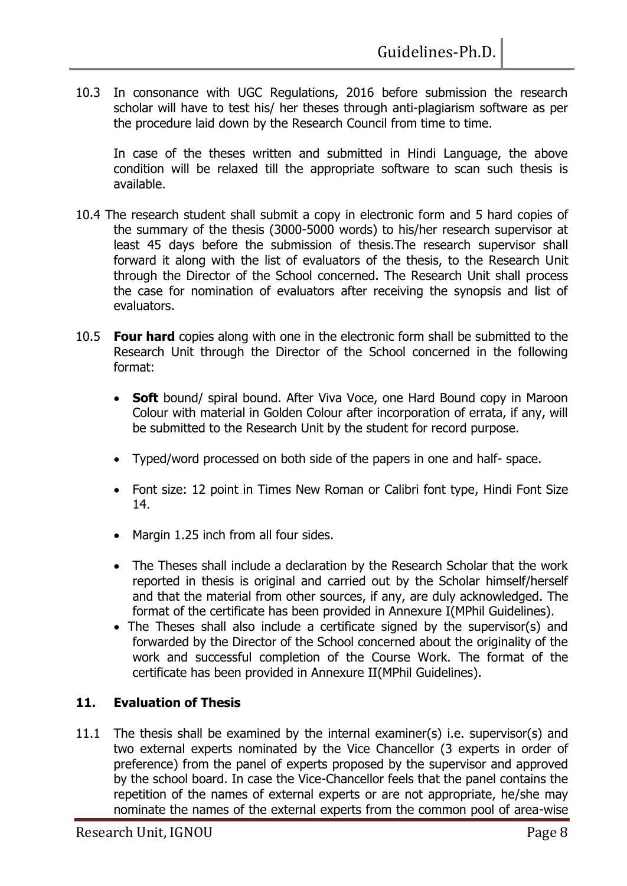10.3 In consonance with UGC Regulations, 2016 before submission the research scholar will have to test his/ her theses through anti-plagiarism software as per the procedure laid down by the Research Council from time to time.

In case of the theses written and submitted in Hindi Language, the above condition will be relaxed till the appropriate software to scan such thesis is available.

10.4 The research student shall submit a copy in electronic form and 5 hard copies of the summary of the thesis (3000-5000 words) to his/her research supervisor at least 45 days before the submission of thesis.The research supervisor shall forward it along with the list of evaluators of the thesis, to the Research Unit through the Director of the School concerned. The Research Unit shall process the case for nomination of evaluators after receiving the synopsis and list of evaluators.

10.5 **Four hard** copies along with one in the electronic form shall be submitted to the Research Unit through the Director of the School concerned in the following format:

- **Soft** bound/ spiral bound. After Viva Voce, one Hard Bound copy in Maroon Colour with material in Golden Colour after incorporation of errata, if any, will be submitted to the Research Unit by the student for record purpose.
- Typed/word processed on both side of the papers in one and half- space.
- Font size: 12 point in Times New Roman or Calibri font type, Hindi Font Size 14.
- Margin 1.25 inch from all four sides.
- The Theses shall include a declaration by the Research Scholar that the work reported in thesis is original and carried out by the Scholar himself/herself and that the material from other sources, if any, are duly acknowledged. The format of the certificate has been provided in Annexure I(MPhil Guidelines).
- The Theses shall also include a certificate signed by the supervisor(s) and forwarded by the Director of the School concerned about the originality of the work and successful completion of the Course Work. The format of the certificate has been provided in Annexure II(MPhil Guidelines).

## 11. Evaluation of Thesis

11.1 The thesis shall be examined by the internal examiner(s) i.e. supervisor(s) and two external experts nominated by the Vice Chancellor (3 experts in order of preference) from the panel of experts proposed by the supervisor and approved by the school board. In case the Vice-Chancellor feels that the panel contains the repetition of the names of external experts or are not appropriate, he/she may nominate the names of the external experts from the common pool of area-wise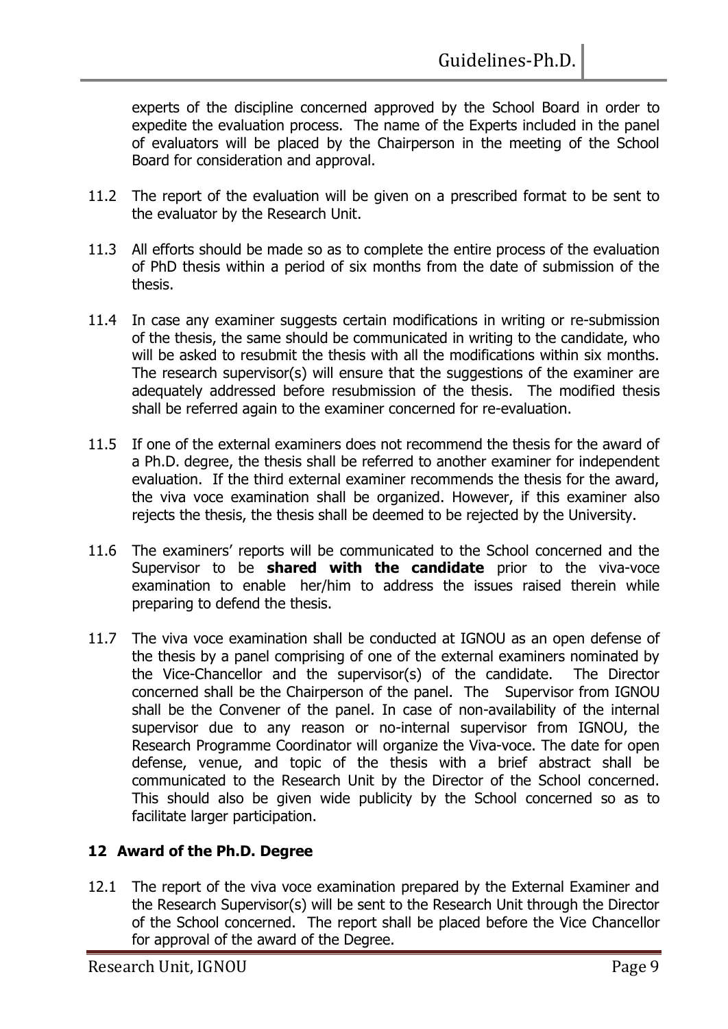experts of the discipline concerned approved by the School Board in order to expedite the evaluation process. The name of the Experts included in the panel of evaluators will be placed by the Chairperson in the meeting of the School Board for consideration and approval.

11.2 The report of the evaluation will be given on a prescribed format to be sent to the evaluator by the Research Unit.

11.3 All efforts should be made so as to complete the entire process of the evaluation of PhD thesis within a period of six months from the date of submission of the thesis.

11.4 In case any examiner suggests certain modifications in writing or re-submission of the thesis, the same should be communicated in writing to the candidate, who will be asked to resubmit the thesis with all the modifications within six months. The research supervisor(s) will ensure that the suggestions of the examiner are adequately addressed before resubmission of the thesis. The modified thesis shall be referred again to the examiner concerned for re-evaluation.

11.5 If one of the external examiners does not recommend the thesis for the award of a Ph.D. degree, the thesis shall be referred to another examiner for independent evaluation. If the third external examiner recommends the thesis for the award, the viva voce examination shall be organized. However, if this examiner also rejects the thesis, the thesis shall be deemed to be rejected by the University.

11.6 The examiners' reports will be communicated to the School concerned and the Supervisor to be **shared with the candidate** prior to the viva-voce examination to enable her/him to address the issues raised therein while preparing to defend the thesis.

11.7 The viva voce examination shall be conducted at IGNOU as an open defense of the thesis by a panel comprising of one of the external examiners nominated by the Vice-Chancellor and the supervisor(s) of the candidate. The Director concerned shall be the Chairperson of the panel. The Supervisor from IGNOU shall be the Convener of the panel. In case of non-availability of the internal supervisor due to any reason or no-internal supervisor from IGNOU, the Research Programme Coordinator will organize the Viva-voce. The date for open defense, venue, and topic of the thesis with a brief abstract shall be communicated to the Research Unit by the Director of the School concerned. This should also be given wide publicity by the School concerned so as to facilitate larger participation.

## 12 Award of the Ph.D. Degree

12.1 The report of the viva voce examination prepared by the External Examiner and the Research Supervisor(s) will be sent to the Research Unit through the Director of the School concerned. The report shall be placed before the Vice Chancellor for approval of the award of the Degree.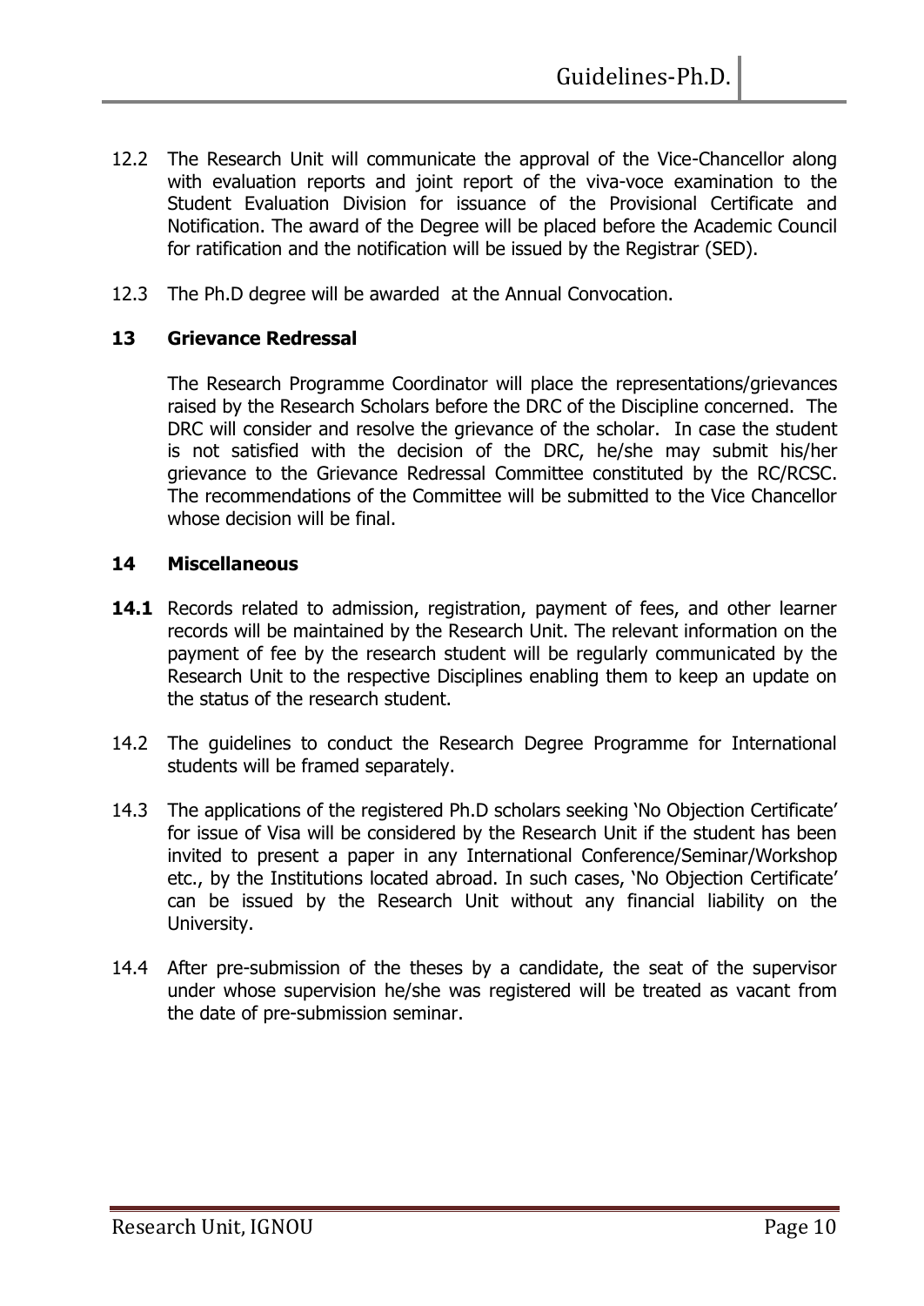12.2 The Research Unit will communicate the approval of the Vice-Chancellor along with evaluation reports and joint report of the viva-voce examination to the Student Evaluation Division for issuance of the Provisional Certificate and Notification. The award of the Degree will be placed before the Academic Council for ratification and the notification will be issued by the Registrar (SED).

12.3 The Ph.D degree will be awarded at the Annual Convocation.

## 13 Grievance Redressal

The Research Programme Coordinator will place the representations/grievances raised by the Research Scholars before the DRC of the Discipline concerned. The DRC will consider and resolve the grievance of the scholar. In case the student is not satisfied with the decision of the DRC, he/she may submit his/her grievance to the Grievance Redressal Committee constituted by the RC/RCSC. The recommendations of the Committee will be submitted to the Vice Chancellor whose decision will be final.

## 14 Miscellaneous

**14.1** Records related to admission, registration, payment of fees, and other learner records will be maintained by the Research Unit. The relevant information on the payment of fee by the research student will be regularly communicated by the Research Unit to the respective Disciplines enabling them to keep an update on the status of the research student.

14.2 The guidelines to conduct the Research Degree Programme for International students will be framed separately.

14.3 The applications of the registered Ph.D scholars seeking 'No Objection Certificate' for issue of Visa will be considered by the Research Unit if the student has been invited to present a paper in any International Conference/Seminar/Workshop etc., by the Institutions located abroad. In such cases, 'No Objection Certificate' can be issued by the Research Unit without any financial liability on the University.

14.4 After pre-submission of the theses by a candidate, the seat of the supervisor under whose supervision he/she was registered will be treated as vacant from the date of pre-submission seminar.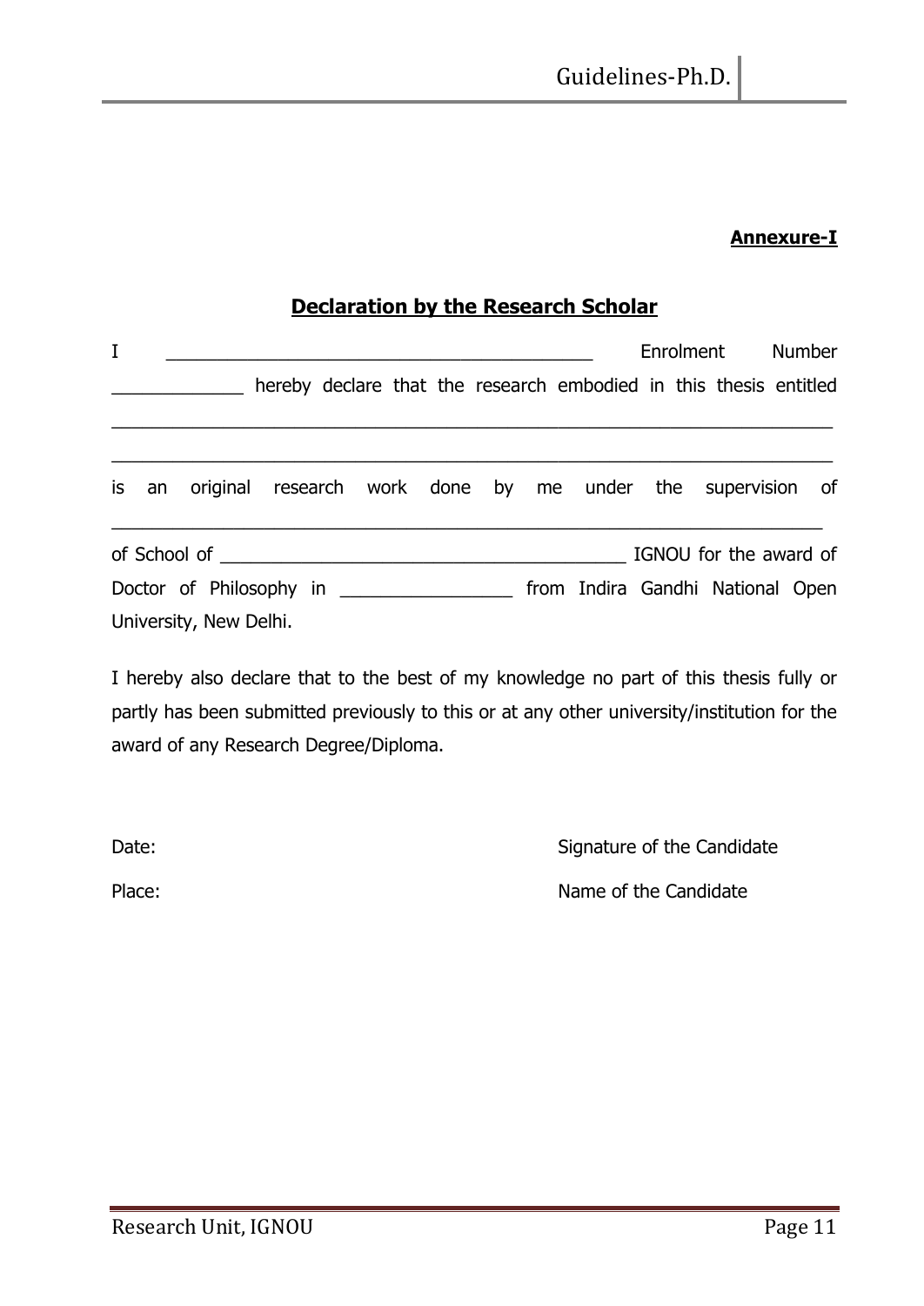**Annexure-I**

## Declaration by the Research Scholar

I ________________________________________ Enrolment Number ____________ hereby declare that the research embodied in this thesis entitled ________________________________________________________________ ________________________________________________________________ is an original research work done by me under the supervision of ________________________________________________________________ of School of ____________________________________ IGNOU for the award of Doctor of Philosophy in _______________ from Indira Gandhi National Open University, New Delhi.

I hereby also declare that to the best of my knowledge no part of this thesis fully or partly has been submitted previously to this or at any other university/institution for the award of any Research Degree/Diploma.

Date: Signature of the Candidate

Place: Name of the Candidate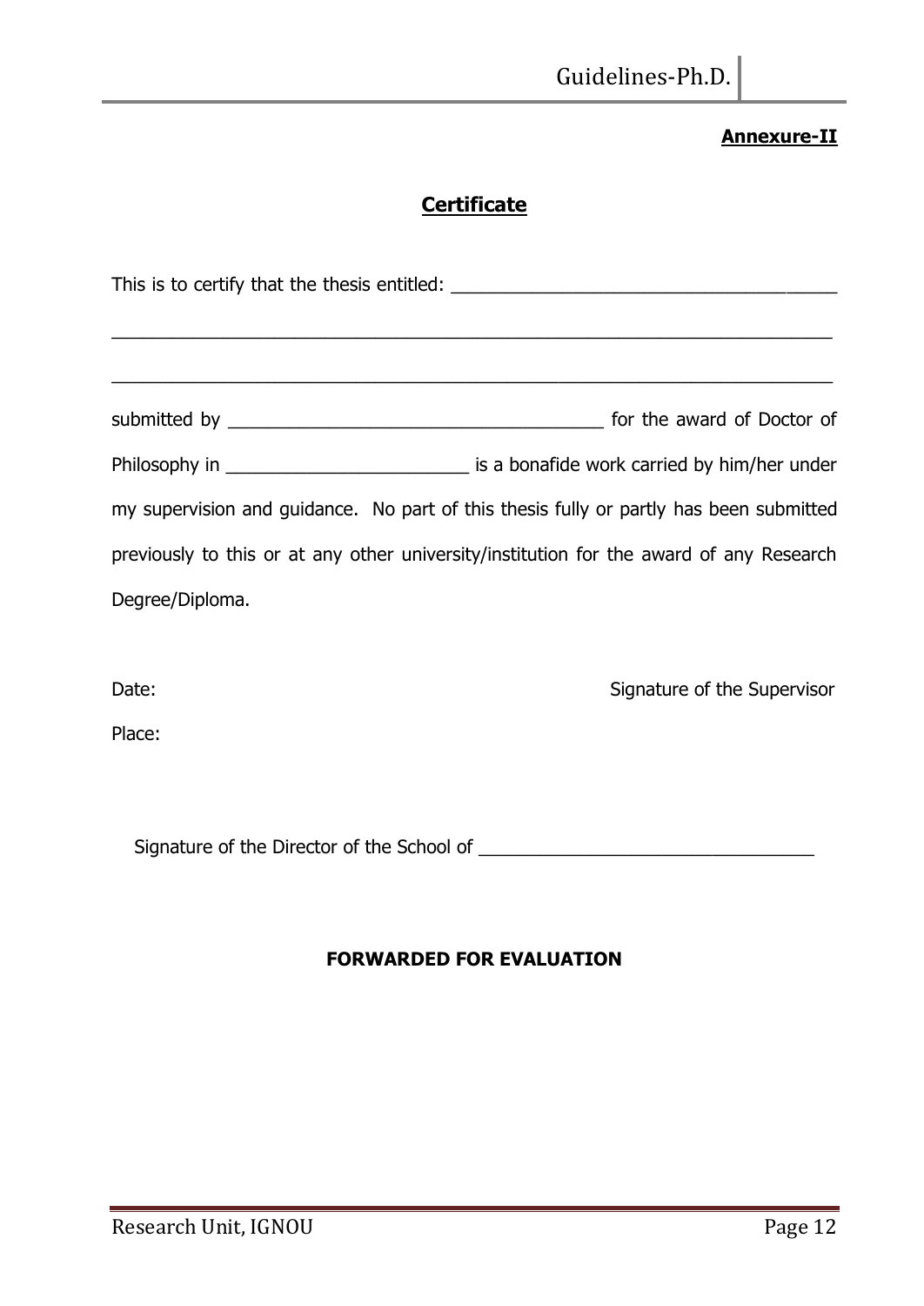**Annexure-II**

## Certificate

This is to certify that the thesis entitled: ______________________________________

______________________________________________________________________

______________________________________________________________________

submitted by ______________________________________ for the award of Doctor of Philosophy in ________________________ is a bonafide work carried by him/her under my supervision and guidance. No part of this thesis fully or partly has been submitted previously to this or at any other university/institution for the award of any Research Degree/Diploma.

Date: Signature of the Supervisor

Place:

Signature of the Director of the School of ________________________________

**FORWARDED FOR EVALUATION**